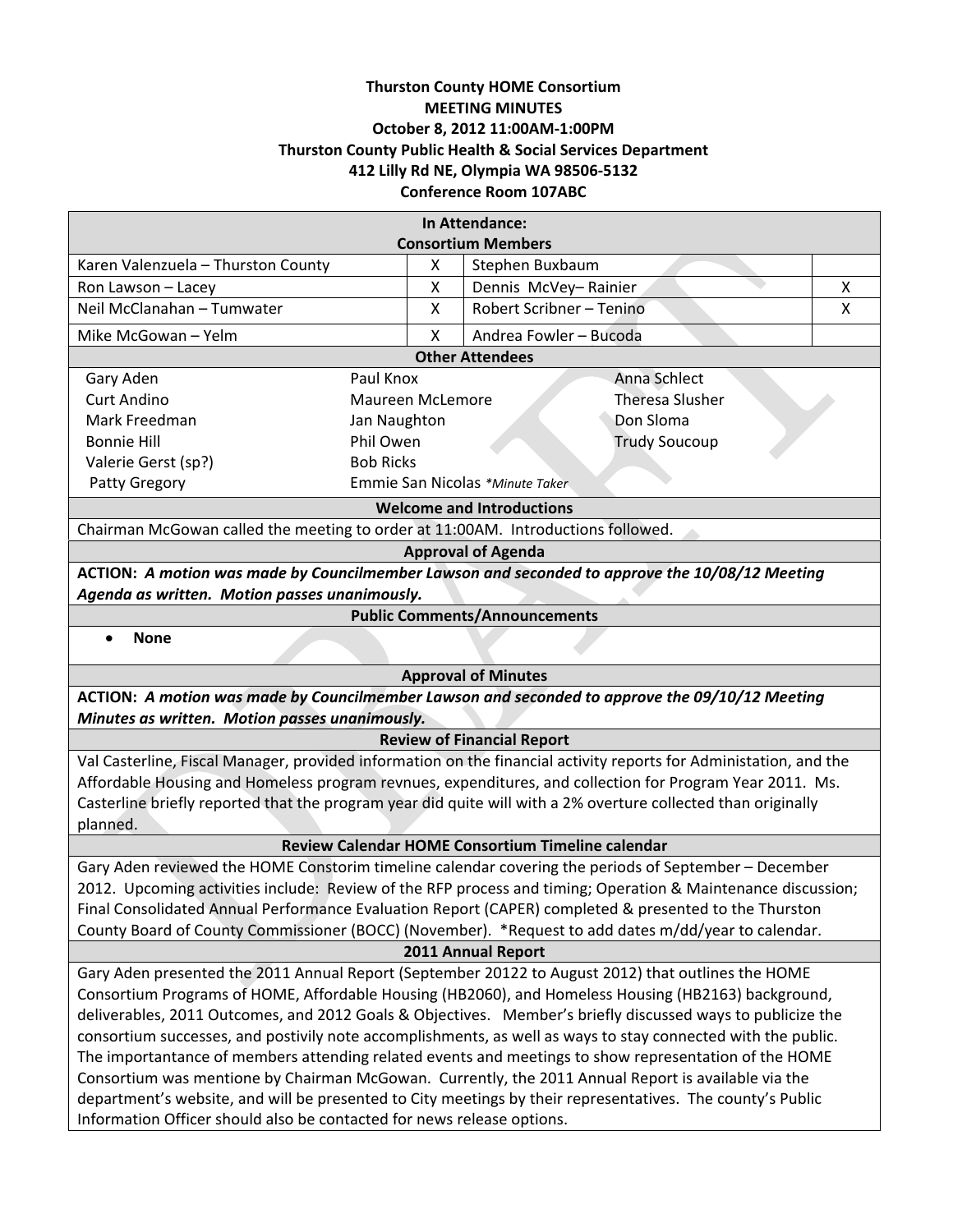**Thurston County HOME Consortium**
**MEETING MINUTES**
**October 8, 2012 11:00AM-1:00PM**
**Thurston County Public Health & Social Services Department**
**412 Lilly Rd NE, Olympia WA 98506-5132**
**Conference Room 107ABC**

## In Attendance:

### Consortium Members

| Member | Present | Member | Present |
|---|---|---|---|
| Karen Valenzuela – Thurston County | X | Stephen Buxbaum | |
| Ron Lawson – Lacey | X | Dennis McVey– Rainier | X |
| Neil McClanahan – Tumwater | X | Robert Scribner – Tenino | X |
| Mike McGowan – Yelm | X | Andrea Fowler – Bucoda | |

### Other Attendees

| | | |
|---|---|---|
| Gary Aden | Paul Knox | Anna Schlect |
| Curt Andino | Maureen McLemore | Theresa Slusher |
| Mark Freedman | Jan Naughton | Don Sloma |
| Bonnie Hill | Phil Owen | Trudy Soucoup |
| Valerie Gerst (sp?) | Bob Ricks | |
| Patty Gregory | Emmie San Nicolas *\*Minute Taker* | |

### Welcome and Introductions

Chairman McGowan called the meeting to order at 11:00AM. Introductions followed.

### Approval of Agenda

**ACTION:** ***A motion was made by Councilmember Lawson and seconded to approve the 10/08/12 Meeting Agenda as written. Motion passes unanimously.***

### Public Comments/Announcements

- **None**

### Approval of Minutes

**ACTION:** ***A motion was made by Councilmember Lawson and seconded to approve the 09/10/12 Meeting Minutes as written. Motion passes unanimously.***

### Review of Financial Report

Val Casterline, Fiscal Manager, provided information on the financial activity reports for Administation, and the Affordable Housing and Homeless program revnues, expenditures, and collection for Program Year 2011. Ms. Casterline briefly reported that the program year did quite will with a 2% overture collected than originally planned.

### Review Calendar HOME Consortium Timeline calendar

Gary Aden reviewed the HOME Constorim timeline calendar covering the periods of September – December 2012. Upcoming activities include: Review of the RFP process and timing; Operation & Maintenance discussion; Final Consolidated Annual Performance Evaluation Report (CAPER) completed & presented to the Thurston County Board of County Commissioner (BOCC) (November). \*Request to add dates m/dd/year to calendar.

### 2011 Annual Report

Gary Aden presented the 2011 Annual Report (September 20122 to August 2012) that outlines the HOME Consortium Programs of HOME, Affordable Housing (HB2060), and Homeless Housing (HB2163) background, deliverables, 2011 Outcomes, and 2012 Goals & Objectives. Member's briefly discussed ways to publicize the consortium successes, and postivily note accomplishments, as well as ways to stay connected with the public. The importantance of members attending related events and meetings to show representation of the HOME Consortium was mentione by Chairman McGowan. Currently, the 2011 Annual Report is available via the department's website, and will be presented to City meetings by their representatives. The county's Public Information Officer should also be contacted for news release options.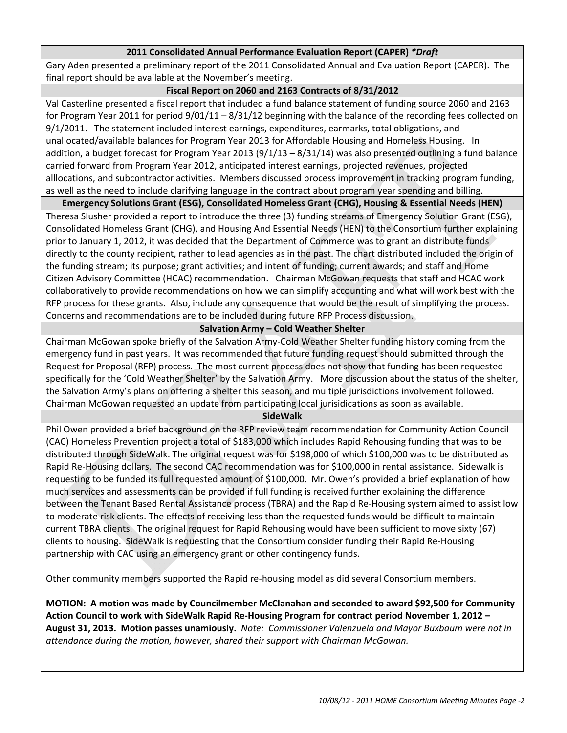### 2011 Consolidated Annual Performance Evaluation Report (CAPER) *\*Draft*

Gary Aden presented a preliminary report of the 2011 Consolidated Annual and Evaluation Report (CAPER). The final report should be available at the November's meeting.

### Fiscal Report on 2060 and 2163 Contracts of 8/31/2012

Val Casterline presented a fiscal report that included a fund balance statement of funding source 2060 and 2163 for Program Year 2011 for period 9/01/11 – 8/31/12 beginning with the balance of the recording fees collected on 9/1/2011. The statement included interest earnings, expenditures, earmarks, total obligations, and unallocated/available balances for Program Year 2013 for Affordable Housing and Homeless Housing. In addition, a budget forecast for Program Year 2013 (9/1/13 – 8/31/14) was also presented outlining a fund balance carried forward from Program Year 2012, anticipated interest earnings, projected revenues, projected alllocations, and subcontractor activities. Members discussed process improvement in tracking program funding, as well as the need to include clarifying language in the contract about program year spending and billing.

### Emergency Solutions Grant (ESG), Consolidated Homeless Grant (CHG), Housing & Essential Needs (HEN)

Theresa Slusher provided a report to introduce the three (3) funding streams of Emergency Solution Grant (ESG), Consolidated Homeless Grant (CHG), and Housing And Essential Needs (HEN) to the Consortium further explaining prior to January 1, 2012, it was decided that the Department of Commerce was to grant an distribute funds directly to the county recipient, rather to lead agencies as in the past. The chart distributed included the origin of the funding stream; its purpose; grant activities; and intent of funding; current awards; and staff and Home Citizen Advisory Committee (HCAC) recommendation. Chairman McGowan requests that staff and HCAC work collaboratively to provide recommendations on how we can simplify accounting and what will work best with the RFP process for these grants. Also, include any consequence that would be the result of simplifying the process. Concerns and recommendations are to be included during future RFP Process discussion.

### Salvation Army – Cold Weather Shelter

Chairman McGowan spoke briefly of the Salvation Army-Cold Weather Shelter funding history coming from the emergency fund in past years. It was recommended that future funding request should submitted through the Request for Proposal (RFP) process. The most current process does not show that funding has been requested specifically for the 'Cold Weather Shelter' by the Salvation Army. More discussion about the status of the shelter, the Salvation Army's plans on offering a shelter this season, and multiple jurisdictions involvement followed. Chairman McGowan requested an update from participating local jurisidications as soon as available.

### SideWalk

Phil Owen provided a brief background on the RFP review team recommendation for Community Action Council (CAC) Homeless Prevention project a total of $183,000 which includes Rapid Rehousing funding that was to be distributed through SideWalk. The original request was for $198,000 of which $100,000 was to be distributed as Rapid Re-Housing dollars. The second CAC recommendation was for $100,000 in rental assistance. Sidewalk is requesting to be funded its full requested amount of $100,000. Mr. Owen's provided a brief explanation of how much services and assessments can be provided if full funding is received further explaining the difference between the Tenant Based Rental Assistance process (TBRA) and the Rapid Re-Housing system aimed to assist low to moderate risk clients. The effects of receiving less than the requested funds would be difficult to maintain current TBRA clients. The original request for Rapid Rehousing would have been sufficient to move sixty (67) clients to housing. SideWalk is requesting that the Consortium consider funding their Rapid Re-Housing partnership with CAC using an emergency grant or other contingency funds.

Other community members supported the Rapid re-housing model as did several Consortium members.

**MOTION: A motion was made by Councilmember McClanahan and seconded to award $92,500 for Community Action Council to work with SideWalk Rapid Re-Housing Program for contract period November 1, 2012 – August 31, 2013. Motion passes unamiously.** *Note: Commissioner Valenzuela and Mayor Buxbaum were not in attendance during the motion, however, shared their support with Chairman McGowan.*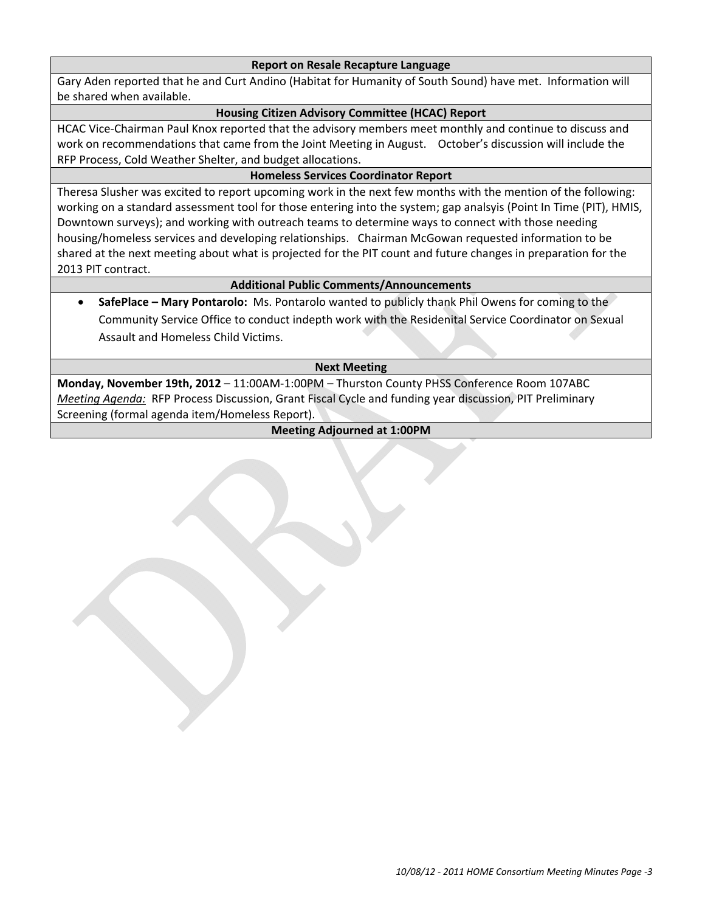### Report on Resale Recapture Language

Gary Aden reported that he and Curt Andino (Habitat for Humanity of South Sound) have met. Information will be shared when available.

### Housing Citizen Advisory Committee (HCAC) Report

HCAC Vice-Chairman Paul Knox reported that the advisory members meet monthly and continue to discuss and work on recommendations that came from the Joint Meeting in August. October's discussion will include the RFP Process, Cold Weather Shelter, and budget allocations.

### Homeless Services Coordinator Report

Theresa Slusher was excited to report upcoming work in the next few months with the mention of the following: working on a standard assessment tool for those entering into the system; gap analsyis (Point In Time (PIT), HMIS, Downtown surveys); and working with outreach teams to determine ways to connect with those needing housing/homeless services and developing relationships. Chairman McGowan requested information to be shared at the next meeting about what is projected for the PIT count and future changes in preparation for the 2013 PIT contract.

### Additional Public Comments/Announcements

- **SafePlace – Mary Pontarolo:** Ms. Pontarolo wanted to publicly thank Phil Owens for coming to the Community Service Office to conduct indepth work with the Residenital Service Coordinator on Sexual Assault and Homeless Child Victims.

### Next Meeting

**Monday, November 19th, 2012** – 11:00AM-1:00PM – Thurston County PHSS Conference Room 107ABC
*Meeting Agenda:* RFP Process Discussion, Grant Fiscal Cycle and funding year discussion, PIT Preliminary Screening (formal agenda item/Homeless Report).

### Meeting Adjourned at 1:00PM